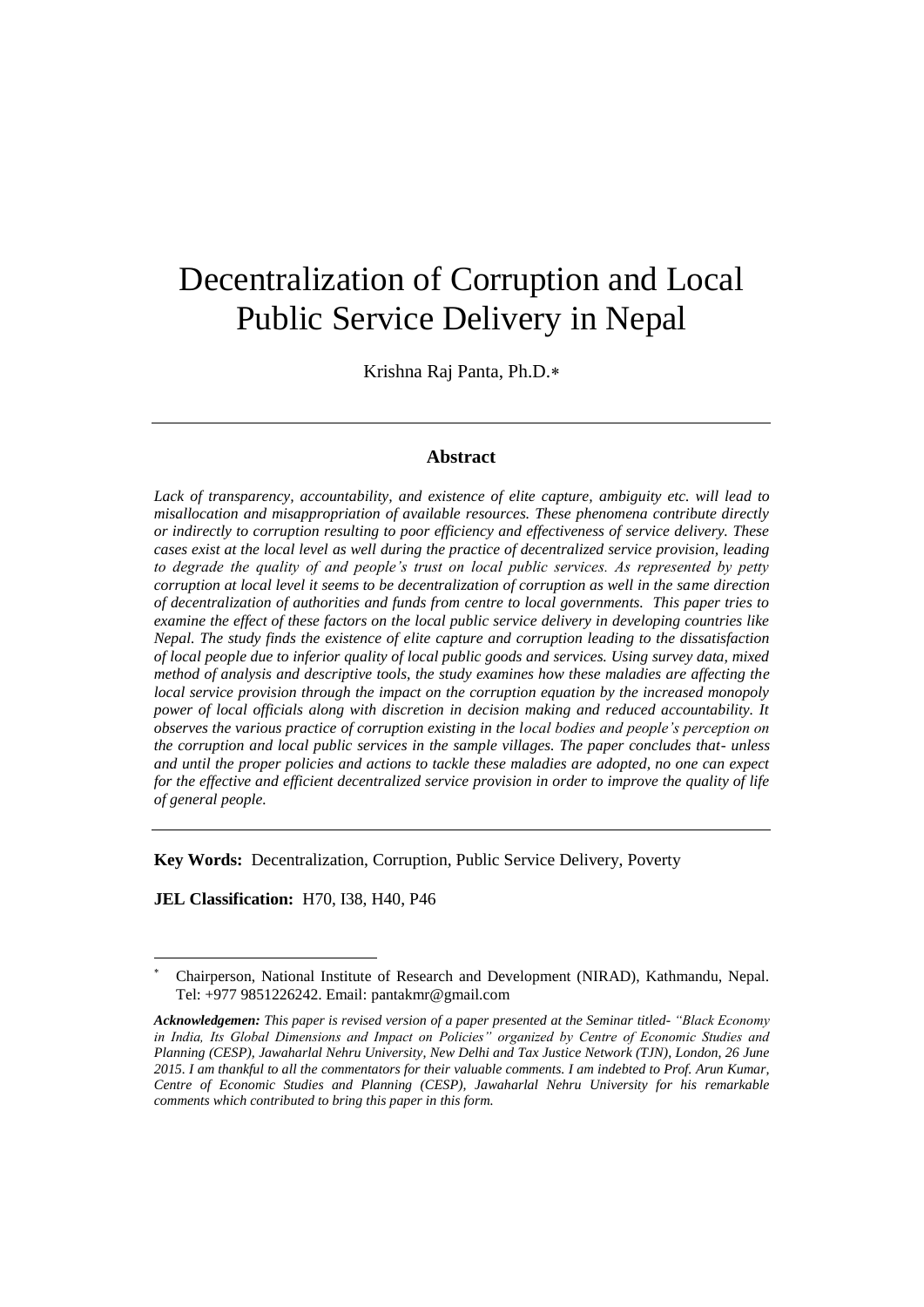# Decentralization of Corruption and Local Public Service Delivery in Nepal

Krishna Raj Panta, Ph.D.*

## Abstract

*Lack of transparency, accountability, and existence of elite capture, ambiguity etc. will lead to misallocation and misappropriation of available resources. These phenomena contribute directly or indirectly to corruption resulting to poor efficiency and effectiveness of service delivery. These cases exist at the local level as well during the practice of decentralized service provision, leading to degrade the quality of and people's trust on local public services. As represented by petty corruption at local level it seems to be decentralization of corruption as well in the same direction of decentralization of authorities and funds from centre to local governments. This paper tries to examine the effect of these factors on the local public service delivery in developing countries like Nepal. The study finds the existence of elite capture and corruption leading to the dissatisfaction of local people due to inferior quality of local public goods and services. Using survey data, mixed method of analysis and descriptive tools, the study examines how these maladies are affecting the local service provision through the impact on the corruption equation by the increased monopoly power of local officials along with discretion in decision making and reduced accountability. It observes the various practice of corruption existing in the local bodies and people's perception on the corruption and local public services in the sample villages. The paper concludes that- unless and until the proper policies and actions to tackle these maladies are adopted, no one can expect for the effective and efficient decentralized service provision in order to improve the quality of life of general people.*

**Key Words:** Decentralization, Corruption, Public Service Delivery, Poverty

**JEL Classification:** H70, I38, H40, P46

---

* Chairperson, National Institute of Research and Development (NIRAD), Kathmandu, Nepal. Tel: +977 9851226242. Email: pantakmr@gmail.com

***Acknowledgemen:*** *This paper is revised version of a paper presented at the Seminar titled- "Black Economy in India, Its Global Dimensions and Impact on Policies" organized by Centre of Economic Studies and Planning (CESP), Jawaharlal Nehru University, New Delhi and Tax Justice Network (TJN), London, 26 June 2015. I am thankful to all the commentators for their valuable comments. I am indebted to Prof. Arun Kumar, Centre of Economic Studies and Planning (CESP), Jawaharlal Nehru University for his remarkable comments which contributed to bring this paper in this form.*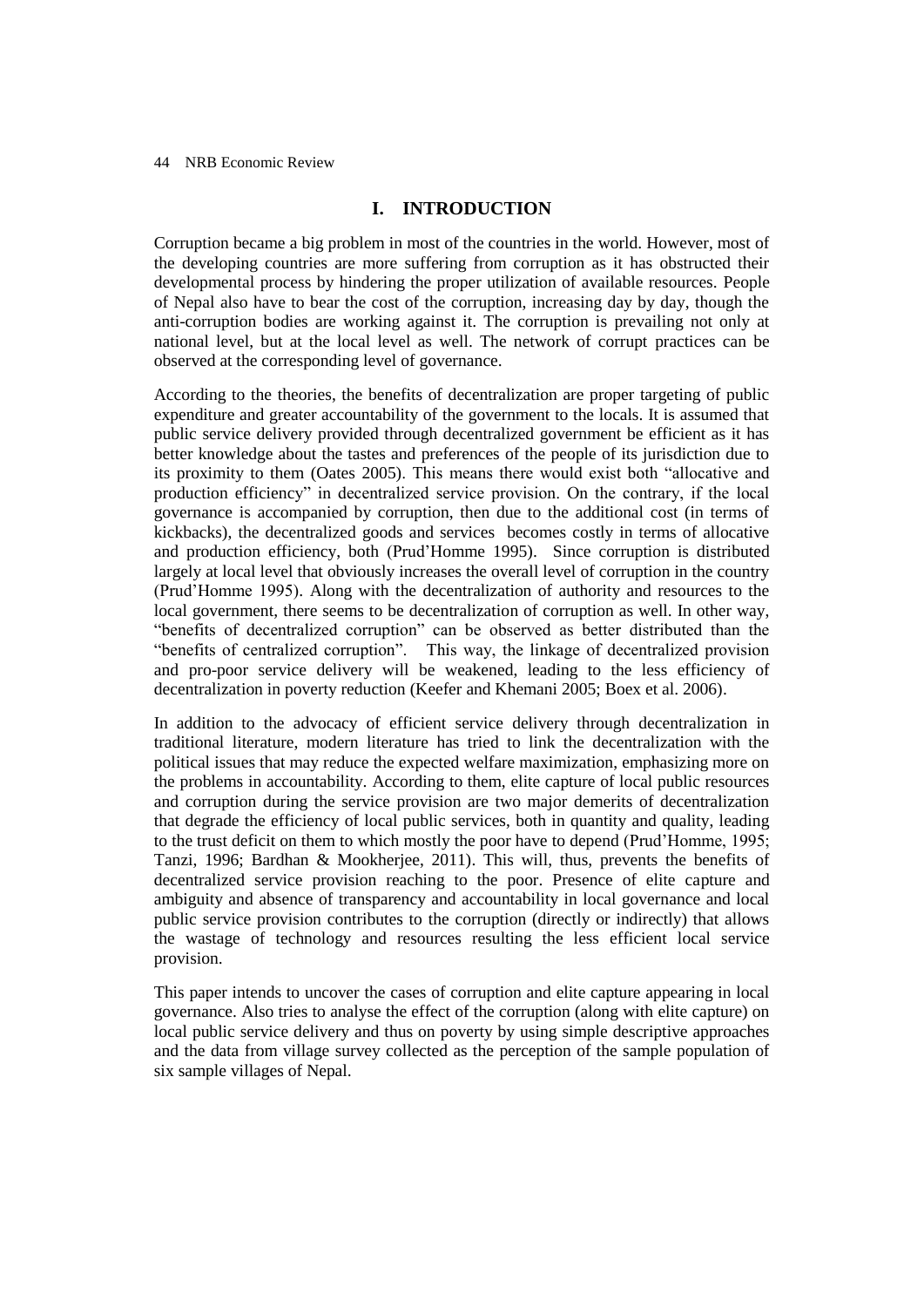## I. INTRODUCTION

Corruption became a big problem in most of the countries in the world. However, most of the developing countries are more suffering from corruption as it has obstructed their developmental process by hindering the proper utilization of available resources. People of Nepal also have to bear the cost of the corruption, increasing day by day, though the anti-corruption bodies are working against it. The corruption is prevailing not only at national level, but at the local level as well. The network of corrupt practices can be observed at the corresponding level of governance.

According to the theories, the benefits of decentralization are proper targeting of public expenditure and greater accountability of the government to the locals. It is assumed that public service delivery provided through decentralized government be efficient as it has better knowledge about the tastes and preferences of the people of its jurisdiction due to its proximity to them (Oates 2005). This means there would exist both "allocative and production efficiency" in decentralized service provision. On the contrary, if the local governance is accompanied by corruption, then due to the additional cost (in terms of kickbacks), the decentralized goods and services becomes costly in terms of allocative and production efficiency, both (Prud'Homme 1995). Since corruption is distributed largely at local level that obviously increases the overall level of corruption in the country (Prud'Homme 1995). Along with the decentralization of authority and resources to the local government, there seems to be decentralization of corruption as well. In other way, "benefits of decentralized corruption" can be observed as better distributed than the "benefits of centralized corruption". This way, the linkage of decentralized provision and pro-poor service delivery will be weakened, leading to the less efficiency of decentralization in poverty reduction (Keefer and Khemani 2005; Boex et al. 2006).

In addition to the advocacy of efficient service delivery through decentralization in traditional literature, modern literature has tried to link the decentralization with the political issues that may reduce the expected welfare maximization, emphasizing more on the problems in accountability. According to them, elite capture of local public resources and corruption during the service provision are two major demerits of decentralization that degrade the efficiency of local public services, both in quantity and quality, leading to the trust deficit on them to which mostly the poor have to depend (Prud'Homme, 1995; Tanzi, 1996; Bardhan & Mookherjee, 2011). This will, thus, prevents the benefits of decentralized service provision reaching to the poor. Presence of elite capture and ambiguity and absence of transparency and accountability in local governance and local public service provision contributes to the corruption (directly or indirectly) that allows the wastage of technology and resources resulting the less efficient local service provision.

This paper intends to uncover the cases of corruption and elite capture appearing in local governance. Also tries to analyse the effect of the corruption (along with elite capture) on local public service delivery and thus on poverty by using simple descriptive approaches and the data from village survey collected as the perception of the sample population of six sample villages of Nepal.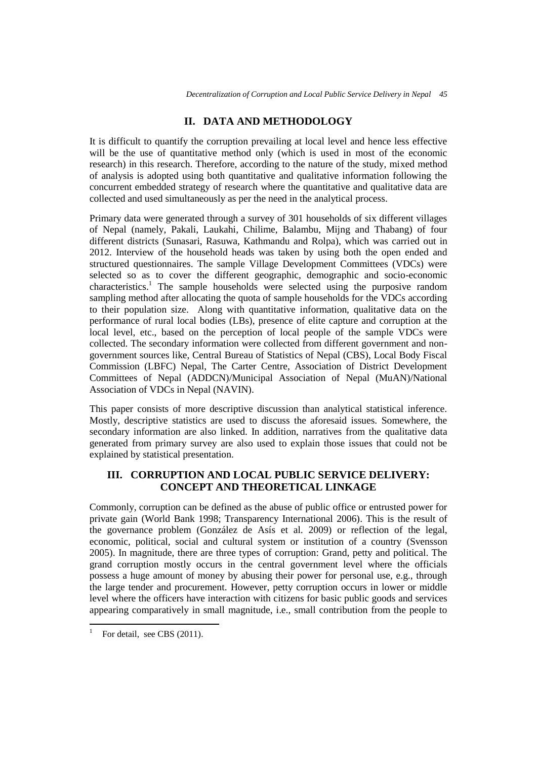## II. DATA AND METHODOLOGY

It is difficult to quantify the corruption prevailing at local level and hence less effective will be the use of quantitative method only (which is used in most of the economic research) in this research. Therefore, according to the nature of the study, mixed method of analysis is adopted using both quantitative and qualitative information following the concurrent embedded strategy of research where the quantitative and qualitative data are collected and used simultaneously as per the need in the analytical process.

Primary data were generated through a survey of 301 households of six different villages of Nepal (namely, Pakali, Laukahi, Chilime, Balambu, Mijng and Thabang) of four different districts (Sunasari, Rasuwa, Kathmandu and Rolpa), which was carried out in 2012. Interview of the household heads was taken by using both the open ended and structured questionnaires. The sample Village Development Committees (VDCs) were selected so as to cover the different geographic, demographic and socio-economic characteristics.[1] The sample households were selected using the purposive random sampling method after allocating the quota of sample households for the VDCs according to their population size. Along with quantitative information, qualitative data on the performance of rural local bodies (LBs), presence of elite capture and corruption at the local level, etc., based on the perception of local people of the sample VDCs were collected. The secondary information were collected from different government and non-government sources like, Central Bureau of Statistics of Nepal (CBS), Local Body Fiscal Commission (LBFC) Nepal, The Carter Centre, Association of District Development Committees of Nepal (ADDCN)/Municipal Association of Nepal (MuAN)/National Association of VDCs in Nepal (NAVIN).

This paper consists of more descriptive discussion than analytical statistical inference. Mostly, descriptive statistics are used to discuss the aforesaid issues. Somewhere, the secondary information are also linked. In addition, narratives from the qualitative data generated from primary survey are also used to explain those issues that could not be explained by statistical presentation.

## III. CORRUPTION AND LOCAL PUBLIC SERVICE DELIVERY: CONCEPT AND THEORETICAL LINKAGE

Commonly, corruption can be defined as the abuse of public office or entrusted power for private gain (World Bank 1998; Transparency International 2006). This is the result of the governance problem (González de Asís et al. 2009) or reflection of the legal, economic, political, social and cultural system or institution of a country (Svensson 2005). In magnitude, there are three types of corruption: Grand, petty and political. The grand corruption mostly occurs in the central government level where the officials possess a huge amount of money by abusing their power for personal use, e.g., through the large tender and procurement. However, petty corruption occurs in lower or middle level where the officers have interaction with citizens for basic public goods and services appearing comparatively in small magnitude, i.e., small contribution from the people to

[1] For detail, see CBS (2011).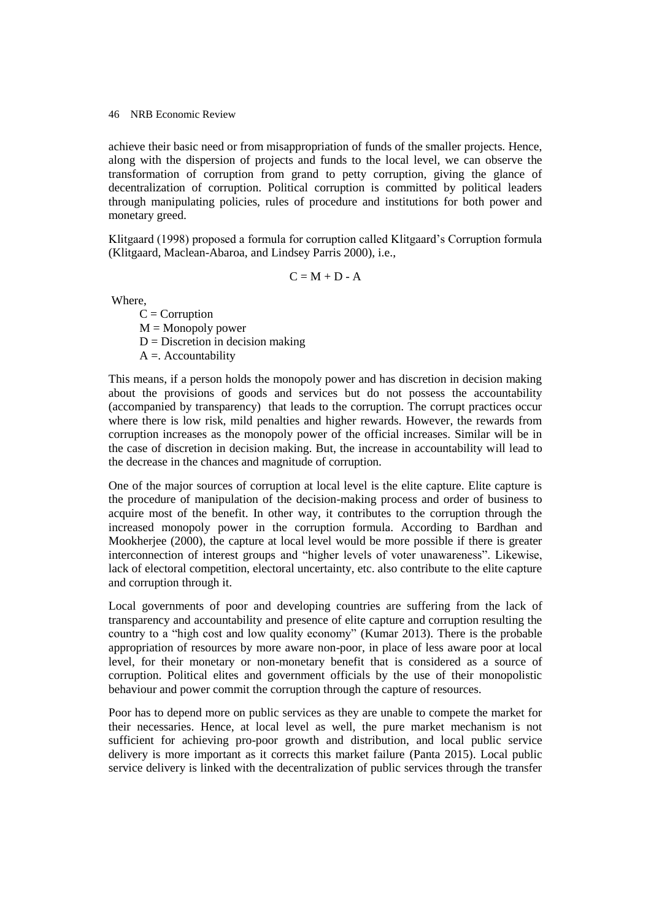achieve their basic need or from misappropriation of funds of the smaller projects. Hence, along with the dispersion of projects and funds to the local level, we can observe the transformation of corruption from grand to petty corruption, giving the glance of decentralization of corruption. Political corruption is committed by political leaders through manipulating policies, rules of procedure and institutions for both power and monetary greed.

Klitgaard (1998) proposed a formula for corruption called Klitgaard's Corruption formula (Klitgaard, Maclean-Abaroa, and Lindsey Parris 2000), i.e.,

$$C = M + D - A$$

Where,

$C$ = Corruption
$M$ = Monopoly power
$D$ = Discretion in decision making
$A$ =. Accountability

This means, if a person holds the monopoly power and has discretion in decision making about the provisions of goods and services but do not possess the accountability (accompanied by transparency) that leads to the corruption. The corrupt practices occur where there is low risk, mild penalties and higher rewards. However, the rewards from corruption increases as the monopoly power of the official increases. Similar will be in the case of discretion in decision making. But, the increase in accountability will lead to the decrease in the chances and magnitude of corruption.

One of the major sources of corruption at local level is the elite capture. Elite capture is the procedure of manipulation of the decision-making process and order of business to acquire most of the benefit. In other way, it contributes to the corruption through the increased monopoly power in the corruption formula. According to Bardhan and Mookherjee (2000), the capture at local level would be more possible if there is greater interconnection of interest groups and "higher levels of voter unawareness". Likewise, lack of electoral competition, electoral uncertainty, etc. also contribute to the elite capture and corruption through it.

Local governments of poor and developing countries are suffering from the lack of transparency and accountability and presence of elite capture and corruption resulting the country to a "high cost and low quality economy" (Kumar 2013). There is the probable appropriation of resources by more aware non-poor, in place of less aware poor at local level, for their monetary or non-monetary benefit that is considered as a source of corruption. Political elites and government officials by the use of their monopolistic behaviour and power commit the corruption through the capture of resources.

Poor has to depend more on public services as they are unable to compete the market for their necessaries. Hence, at local level as well, the pure market mechanism is not sufficient for achieving pro-poor growth and distribution, and local public service delivery is more important as it corrects this market failure (Panta 2015). Local public service delivery is linked with the decentralization of public services through the transfer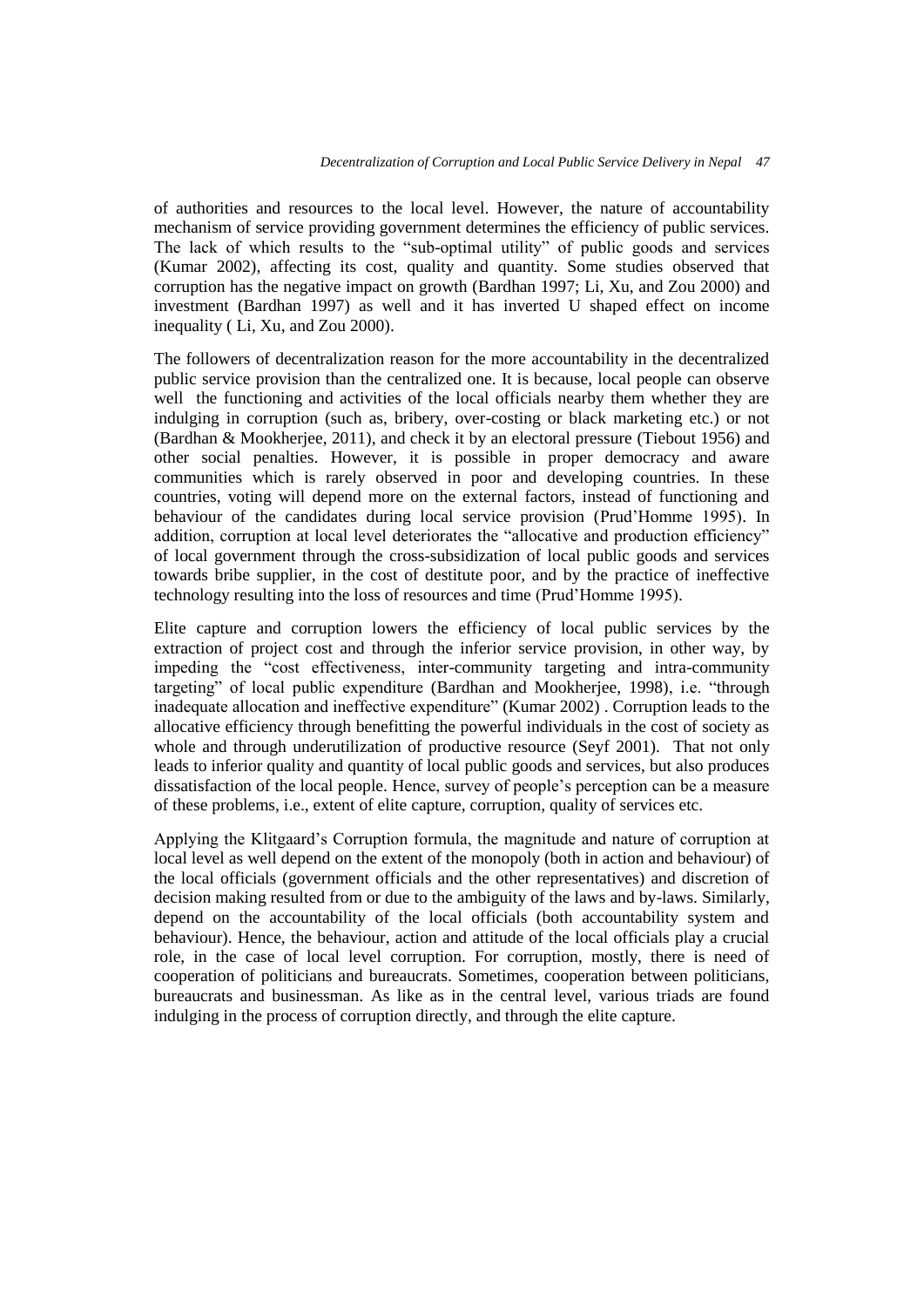of authorities and resources to the local level. However, the nature of accountability mechanism of service providing government determines the efficiency of public services. The lack of which results to the "sub-optimal utility" of public goods and services (Kumar 2002), affecting its cost, quality and quantity. Some studies observed that corruption has the negative impact on growth (Bardhan 1997; Li, Xu, and Zou 2000) and investment (Bardhan 1997) as well and it has inverted U shaped effect on income inequality ( Li, Xu, and Zou 2000).

The followers of decentralization reason for the more accountability in the decentralized public service provision than the centralized one. It is because, local people can observe well the functioning and activities of the local officials nearby them whether they are indulging in corruption (such as, bribery, over-costing or black marketing etc.) or not (Bardhan & Mookherjee, 2011), and check it by an electoral pressure (Tiebout 1956) and other social penalties. However, it is possible in proper democracy and aware communities which is rarely observed in poor and developing countries. In these countries, voting will depend more on the external factors, instead of functioning and behaviour of the candidates during local service provision (Prud'Homme 1995). In addition, corruption at local level deteriorates the "allocative and production efficiency" of local government through the cross-subsidization of local public goods and services towards bribe supplier, in the cost of destitute poor, and by the practice of ineffective technology resulting into the loss of resources and time (Prud'Homme 1995).

Elite capture and corruption lowers the efficiency of local public services by the extraction of project cost and through the inferior service provision, in other way, by impeding the "cost effectiveness, inter-community targeting and intra-community targeting" of local public expenditure (Bardhan and Mookherjee, 1998), i.e. "through inadequate allocation and ineffective expenditure" (Kumar 2002) . Corruption leads to the allocative efficiency through benefitting the powerful individuals in the cost of society as whole and through underutilization of productive resource (Seyf 2001). That not only leads to inferior quality and quantity of local public goods and services, but also produces dissatisfaction of the local people. Hence, survey of people's perception can be a measure of these problems, i.e., extent of elite capture, corruption, quality of services etc.

Applying the Klitgaard's Corruption formula, the magnitude and nature of corruption at local level as well depend on the extent of the monopoly (both in action and behaviour) of the local officials (government officials and the other representatives) and discretion of decision making resulted from or due to the ambiguity of the laws and by-laws. Similarly, depend on the accountability of the local officials (both accountability system and behaviour). Hence, the behaviour, action and attitude of the local officials play a crucial role, in the case of local level corruption. For corruption, mostly, there is need of cooperation of politicians and bureaucrats. Sometimes, cooperation between politicians, bureaucrats and businessman. As like as in the central level, various triads are found indulging in the process of corruption directly, and through the elite capture.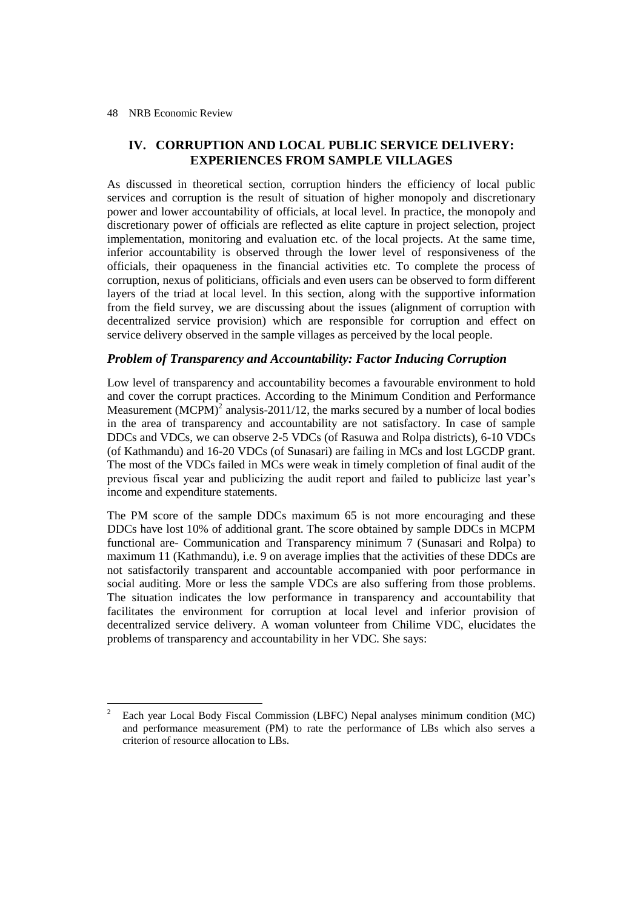## IV. CORRUPTION AND LOCAL PUBLIC SERVICE DELIVERY: EXPERIENCES FROM SAMPLE VILLAGES

As discussed in theoretical section, corruption hinders the efficiency of local public services and corruption is the result of situation of higher monopoly and discretionary power and lower accountability of officials, at local level. In practice, the monopoly and discretionary power of officials are reflected as elite capture in project selection, project implementation, monitoring and evaluation etc. of the local projects. At the same time, inferior accountability is observed through the lower level of responsiveness of the officials, their opaqueness in the financial activities etc. To complete the process of corruption, nexus of politicians, officials and even users can be observed to form different layers of the triad at local level. In this section, along with the supportive information from the field survey, we are discussing about the issues (alignment of corruption with decentralized service provision) which are responsible for corruption and effect on service delivery observed in the sample villages as perceived by the local people.

### *Problem of Transparency and Accountability: Factor Inducing Corruption*

Low level of transparency and accountability becomes a favourable environment to hold and cover the corrupt practices. According to the Minimum Condition and Performance Measurement (MCPM)[2] analysis-2011/12, the marks secured by a number of local bodies in the area of transparency and accountability are not satisfactory. In case of sample DDCs and VDCs, we can observe 2-5 VDCs (of Rasuwa and Rolpa districts), 6-10 VDCs (of Kathmandu) and 16-20 VDCs (of Sunasari) are failing in MCs and lost LGCDP grant. The most of the VDCs failed in MCs were weak in timely completion of final audit of the previous fiscal year and publicizing the audit report and failed to publicize last year's income and expenditure statements.

The PM score of the sample DDCs maximum 65 is not more encouraging and these DDCs have lost 10% of additional grant. The score obtained by sample DDCs in MCPM functional are- Communication and Transparency minimum 7 (Sunasari and Rolpa) to maximum 11 (Kathmandu), i.e. 9 on average implies that the activities of these DDCs are not satisfactorily transparent and accountable accompanied with poor performance in social auditing. More or less the sample VDCs are also suffering from those problems. The situation indicates the low performance in transparency and accountability that facilitates the environment for corruption at local level and inferior provision of decentralized service delivery. A woman volunteer from Chilime VDC, elucidates the problems of transparency and accountability in her VDC. She says:

---

[2] Each year Local Body Fiscal Commission (LBFC) Nepal analyses minimum condition (MC) and performance measurement (PM) to rate the performance of LBs which also serves a criterion of resource allocation to LBs.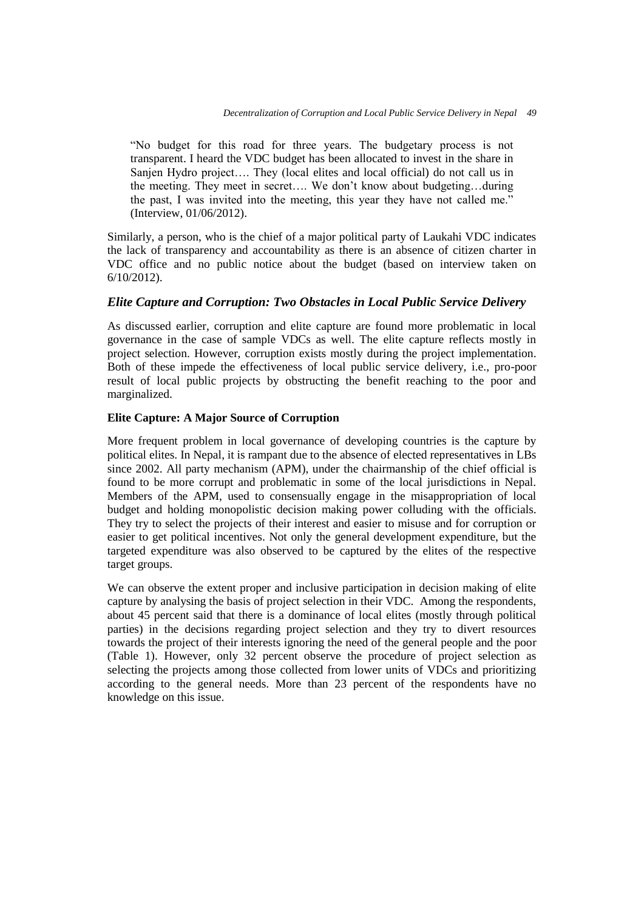> "No budget for this road for three years. The budgetary process is not transparent. I heard the VDC budget has been allocated to invest in the share in Sanjen Hydro project…. They (local elites and local official) do not call us in the meeting. They meet in secret…. We don't know about budgeting…during the past, I was invited into the meeting, this year they have not called me." (Interview, 01/06/2012).

Similarly, a person, who is the chief of a major political party of Laukahi VDC indicates the lack of transparency and accountability as there is an absence of citizen charter in VDC office and no public notice about the budget (based on interview taken on 6/10/2012).

## *Elite Capture and Corruption: Two Obstacles in Local Public Service Delivery*

As discussed earlier, corruption and elite capture are found more problematic in local governance in the case of sample VDCs as well. The elite capture reflects mostly in project selection. However, corruption exists mostly during the project implementation. Both of these impede the effectiveness of local public service delivery, i.e., pro-poor result of local public projects by obstructing the benefit reaching to the poor and marginalized.

### Elite Capture: A Major Source of Corruption

More frequent problem in local governance of developing countries is the capture by political elites. In Nepal, it is rampant due to the absence of elected representatives in LBs since 2002. All party mechanism (APM), under the chairmanship of the chief official is found to be more corrupt and problematic in some of the local jurisdictions in Nepal. Members of the APM, used to consensually engage in the misappropriation of local budget and holding monopolistic decision making power colluding with the officials. They try to select the projects of their interest and easier to misuse and for corruption or easier to get political incentives. Not only the general development expenditure, but the targeted expenditure was also observed to be captured by the elites of the respective target groups.

We can observe the extent proper and inclusive participation in decision making of elite capture by analysing the basis of project selection in their VDC. Among the respondents, about 45 percent said that there is a dominance of local elites (mostly through political parties) in the decisions regarding project selection and they try to divert resources towards the project of their interests ignoring the need of the general people and the poor (Table 1). However, only 32 percent observe the procedure of project selection as selecting the projects among those collected from lower units of VDCs and prioritizing according to the general needs. More than 23 percent of the respondents have no knowledge on this issue.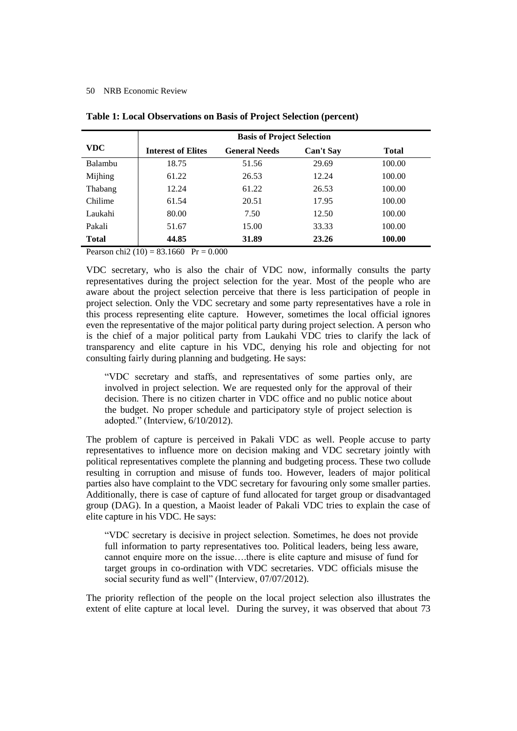**Table 1: Local Observations on Basis of Project Selection (percent)**

| VDC | Basis of Project Selection | | | |
|---|---|---|---|---|
| | Interest of Elites | General Needs | Can't Say | Total |
| Balambu | 18.75 | 51.56 | 29.69 | 100.00 |
| Mijhing | 61.22 | 26.53 | 12.24 | 100.00 |
| Thabang | 12.24 | 61.22 | 26.53 | 100.00 |
| Chilime | 61.54 | 20.51 | 17.95 | 100.00 |
| Laukahi | 80.00 | 7.50 | 12.50 | 100.00 |
| Pakali | 51.67 | 15.00 | 33.33 | 100.00 |
| **Total** | **44.85** | **31.89** | **23.26** | **100.00** |

Pearson chi2 (10) = 83.1660 Pr = 0.000

VDC secretary, who is also the chair of VDC now, informally consults the party representatives during the project selection for the year. Most of the people who are aware about the project selection perceive that there is less participation of people in project selection. Only the VDC secretary and some party representatives have a role in this process representing elite capture. However, sometimes the local official ignores even the representative of the major political party during project selection. A person who is the chief of a major political party from Laukahi VDC tries to clarify the lack of transparency and elite capture in his VDC, denying his role and objecting for not consulting fairly during planning and budgeting. He says:

> "VDC secretary and staffs, and representatives of some parties only, are involved in project selection. We are requested only for the approval of their decision. There is no citizen charter in VDC office and no public notice about the budget. No proper schedule and participatory style of project selection is adopted." (Interview, 6/10/2012).

The problem of capture is perceived in Pakali VDC as well. People accuse to party representatives to influence more on decision making and VDC secretary jointly with political representatives complete the planning and budgeting process. These two collude resulting in corruption and misuse of funds too. However, leaders of major political parties also have complaint to the VDC secretary for favouring only some smaller parties. Additionally, there is case of capture of fund allocated for target group or disadvantaged group (DAG). In a question, a Maoist leader of Pakali VDC tries to explain the case of elite capture in his VDC. He says:

> "VDC secretary is decisive in project selection. Sometimes, he does not provide full information to party representatives too. Political leaders, being less aware, cannot enquire more on the issue….there is elite capture and misuse of fund for target groups in co-ordination with VDC secretaries. VDC officials misuse the social security fund as well" (Interview, 07/07/2012).

The priority reflection of the people on the local project selection also illustrates the extent of elite capture at local level. During the survey, it was observed that about 73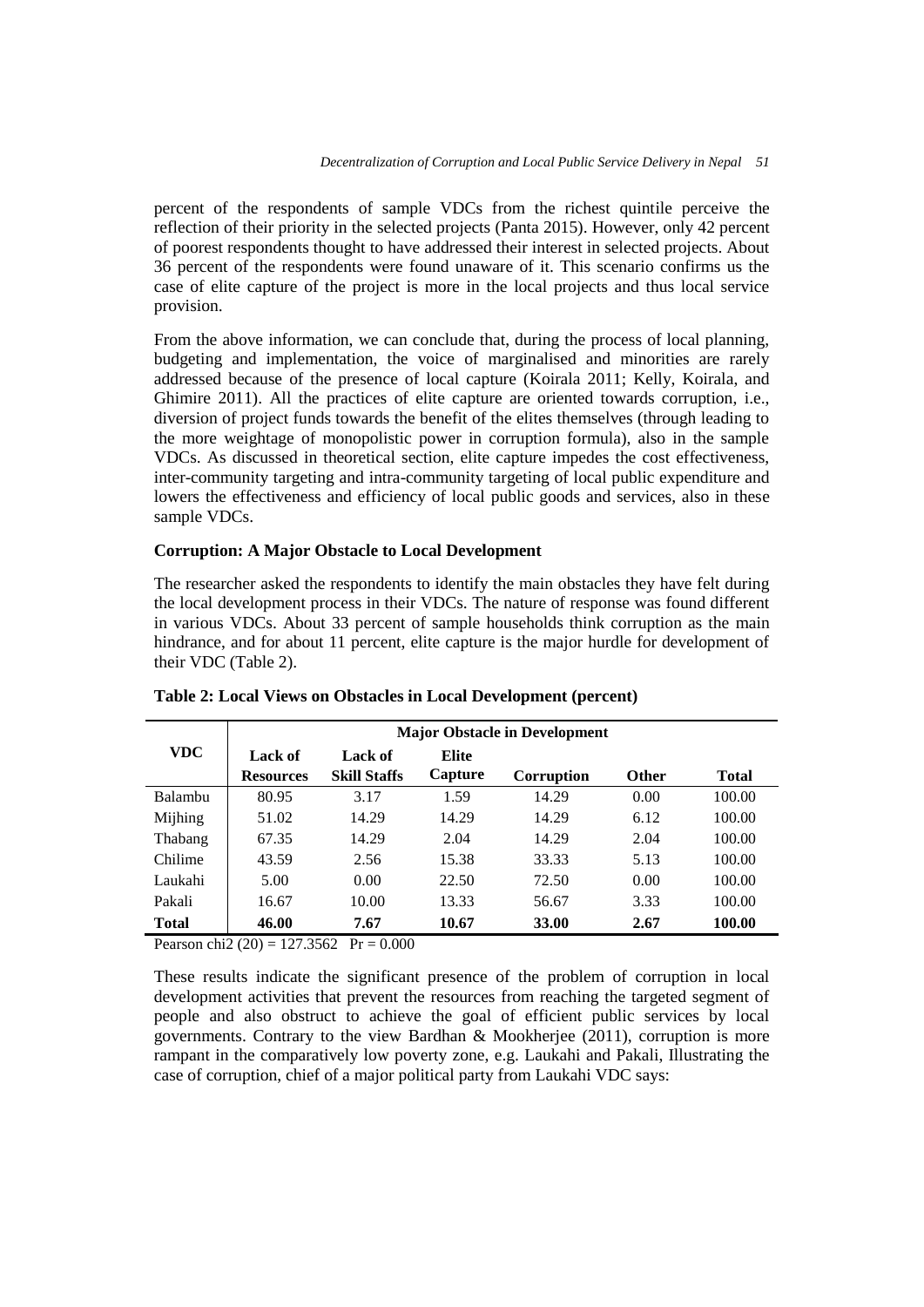percent of the respondents of sample VDCs from the richest quintile perceive the reflection of their priority in the selected projects (Panta 2015). However, only 42 percent of poorest respondents thought to have addressed their interest in selected projects. About 36 percent of the respondents were found unaware of it. This scenario confirms us the case of elite capture of the project is more in the local projects and thus local service provision.

From the above information, we can conclude that, during the process of local planning, budgeting and implementation, the voice of marginalised and minorities are rarely addressed because of the presence of local capture (Koirala 2011; Kelly, Koirala, and Ghimire 2011). All the practices of elite capture are oriented towards corruption, i.e., diversion of project funds towards the benefit of the elites themselves (through leading to the more weightage of monopolistic power in corruption formula), also in the sample VDCs. As discussed in theoretical section, elite capture impedes the cost effectiveness, inter-community targeting and intra-community targeting of local public expenditure and lowers the effectiveness and efficiency of local public goods and services, also in these sample VDCs.

### Corruption: A Major Obstacle to Local Development

The researcher asked the respondents to identify the main obstacles they have felt during the local development process in their VDCs. The nature of response was found different in various VDCs. About 33 percent of sample households think corruption as the main hindrance, and for about 11 percent, elite capture is the major hurdle for development of their VDC (Table 2).

**Table 2: Local Views on Obstacles in Local Development (percent)**

| VDC | Major Obstacle in Development | | | | | |
|---|---|---|---|---|---|---|
| | Lack of Resources | Lack of Skill Staffs | Elite Capture | Corruption | Other | Total |
| Balambu | 80.95 | 3.17 | 1.59 | 14.29 | 0.00 | 100.00 |
| Mijhing | 51.02 | 14.29 | 14.29 | 14.29 | 6.12 | 100.00 |
| Thabang | 67.35 | 14.29 | 2.04 | 14.29 | 2.04 | 100.00 |
| Chilime | 43.59 | 2.56 | 15.38 | 33.33 | 5.13 | 100.00 |
| Laukahi | 5.00 | 0.00 | 22.50 | 72.50 | 0.00 | 100.00 |
| Pakali | 16.67 | 10.00 | 13.33 | 56.67 | 3.33 | 100.00 |
| **Total** | **46.00** | **7.67** | **10.67** | **33.00** | **2.67** | **100.00** |

Pearson chi2 (20) = 127.3562   Pr = 0.000

These results indicate the significant presence of the problem of corruption in local development activities that prevent the resources from reaching the targeted segment of people and also obstruct to achieve the goal of efficient public services by local governments. Contrary to the view Bardhan & Mookherjee (2011), corruption is more rampant in the comparatively low poverty zone, e.g. Laukahi and Pakali, Illustrating the case of corruption, chief of a major political party from Laukahi VDC says: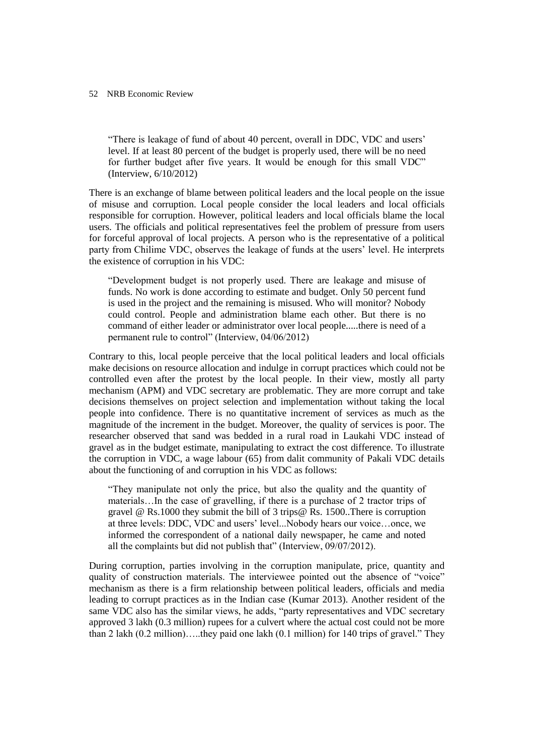> "There is leakage of fund of about 40 percent, overall in DDC, VDC and users' level. If at least 80 percent of the budget is properly used, there will be no need for further budget after five years. It would be enough for this small VDC" (Interview, 6/10/2012)

There is an exchange of blame between political leaders and the local people on the issue of misuse and corruption. Local people consider the local leaders and local officials responsible for corruption. However, political leaders and local officials blame the local users. The officials and political representatives feel the problem of pressure from users for forceful approval of local projects. A person who is the representative of a political party from Chilime VDC, observes the leakage of funds at the users' level. He interprets the existence of corruption in his VDC:

> "Development budget is not properly used. There are leakage and misuse of funds. No work is done according to estimate and budget. Only 50 percent fund is used in the project and the remaining is misused. Who will monitor? Nobody could control. People and administration blame each other. But there is no command of either leader or administrator over local people.....there is need of a permanent rule to control" (Interview, 04/06/2012)

Contrary to this, local people perceive that the local political leaders and local officials make decisions on resource allocation and indulge in corrupt practices which could not be controlled even after the protest by the local people. In their view, mostly all party mechanism (APM) and VDC secretary are problematic. They are more corrupt and take decisions themselves on project selection and implementation without taking the local people into confidence. There is no quantitative increment of services as much as the magnitude of the increment in the budget. Moreover, the quality of services is poor. The researcher observed that sand was bedded in a rural road in Laukahi VDC instead of gravel as in the budget estimate, manipulating to extract the cost difference. To illustrate the corruption in VDC, a wage labour (65) from dalit community of Pakali VDC details about the functioning of and corruption in his VDC as follows:

> "They manipulate not only the price, but also the quality and the quantity of materials…In the case of gravelling, if there is a purchase of 2 tractor trips of gravel @ Rs.1000 they submit the bill of 3 trips@ Rs. 1500..There is corruption at three levels: DDC, VDC and users' level...Nobody hears our voice…once, we informed the correspondent of a national daily newspaper, he came and noted all the complaints but did not publish that" (Interview, 09/07/2012).

During corruption, parties involving in the corruption manipulate, price, quantity and quality of construction materials. The interviewee pointed out the absence of "voice" mechanism as there is a firm relationship between political leaders, officials and media leading to corrupt practices as in the Indian case (Kumar 2013). Another resident of the same VDC also has the similar views, he adds, "party representatives and VDC secretary approved 3 lakh (0.3 million) rupees for a culvert where the actual cost could not be more than 2 lakh (0.2 million)…..they paid one lakh (0.1 million) for 140 trips of gravel." They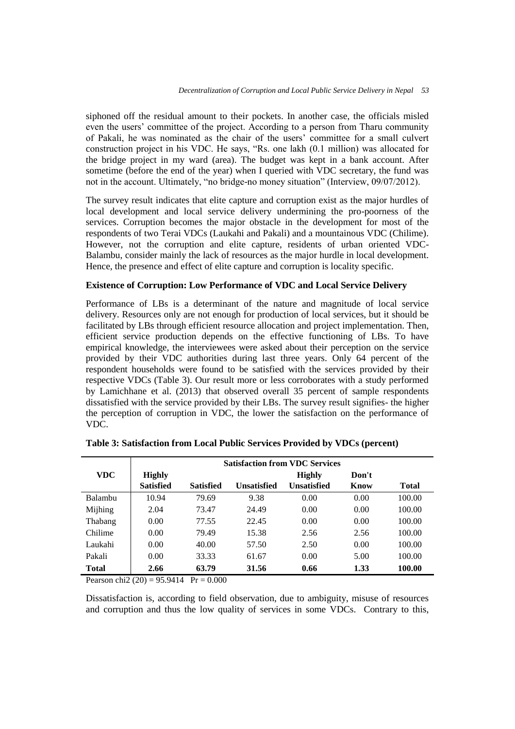siphoned off the residual amount to their pockets. In another case, the officials misled even the users' committee of the project. According to a person from Tharu community of Pakali, he was nominated as the chair of the users' committee for a small culvert construction project in his VDC. He says, "Rs. one lakh (0.1 million) was allocated for the bridge project in my ward (area). The budget was kept in a bank account. After sometime (before the end of the year) when I queried with VDC secretary, the fund was not in the account. Ultimately, "no bridge-no money situation" (Interview, 09/07/2012).

The survey result indicates that elite capture and corruption exist as the major hurdles of local development and local service delivery undermining the pro-poorness of the services. Corruption becomes the major obstacle in the development for most of the respondents of two Terai VDCs (Laukahi and Pakali) and a mountainous VDC (Chilime). However, not the corruption and elite capture, residents of urban oriented VDC- Balambu, consider mainly the lack of resources as the major hurdle in local development. Hence, the presence and effect of elite capture and corruption is locality specific.

**Existence of Corruption: Low Performance of VDC and Local Service Delivery**

Performance of LBs is a determinant of the nature and magnitude of local service delivery. Resources only are not enough for production of local services, but it should be facilitated by LBs through efficient resource allocation and project implementation. Then, efficient service production depends on the effective functioning of LBs. To have empirical knowledge, the interviewees were asked about their perception on the service provided by their VDC authorities during last three years. Only 64 percent of the respondent households were found to be satisfied with the services provided by their respective VDCs (Table 3). Our result more or less corroborates with a study performed by Lamichhane et al. (2013) that observed overall 35 percent of sample respondents dissatisfied with the service provided by their LBs. The survey result signifies- the higher the perception of corruption in VDC, the lower the satisfaction on the performance of VDC.

**Table 3: Satisfaction from Local Public Services Provided by VDCs (percent)**

| VDC | Satisfaction from VDC Services | | | | | |
|---|---|---|---|---|---|---|
| | Highly Satisfied | Satisfied | Unsatisfied | Highly Unsatisfied | Don't Know | Total |
| Balambu | 10.94 | 79.69 | 9.38 | 0.00 | 0.00 | 100.00 |
| Mijhing | 2.04 | 73.47 | 24.49 | 0.00 | 0.00 | 100.00 |
| Thabang | 0.00 | 77.55 | 22.45 | 0.00 | 0.00 | 100.00 |
| Chilime | 0.00 | 79.49 | 15.38 | 2.56 | 2.56 | 100.00 |
| Laukahi | 0.00 | 40.00 | 57.50 | 2.50 | 0.00 | 100.00 |
| Pakali | 0.00 | 33.33 | 61.67 | 0.00 | 5.00 | 100.00 |
| **Total** | **2.66** | **63.79** | **31.56** | **0.66** | **1.33** | **100.00** |

Pearson chi2 (20) = 95.9414 Pr = 0.000

Dissatisfaction is, according to field observation, due to ambiguity, misuse of resources and corruption and thus the low quality of services in some VDCs. Contrary to this,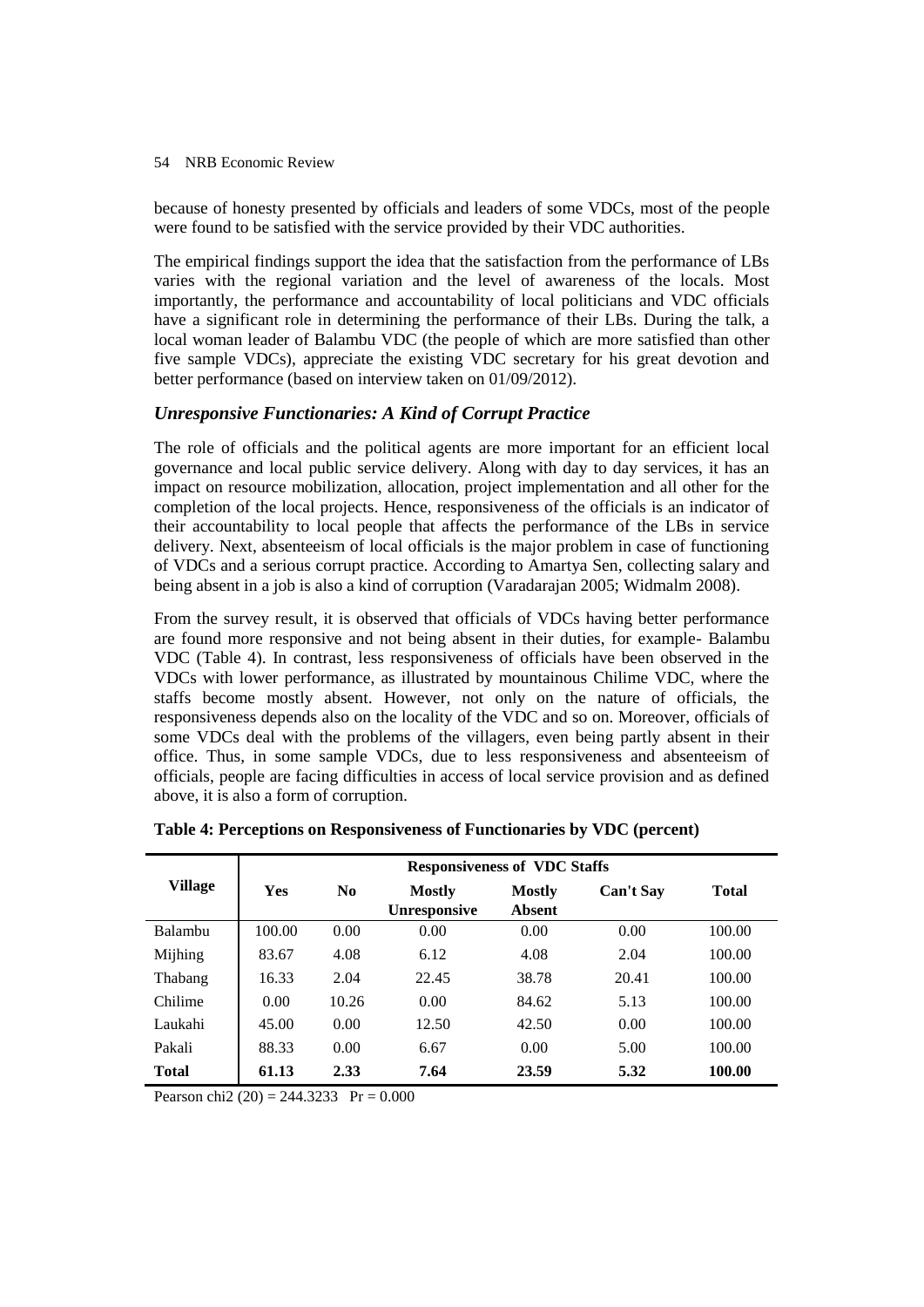because of honesty presented by officials and leaders of some VDCs, most of the people were found to be satisfied with the service provided by their VDC authorities.

The empirical findings support the idea that the satisfaction from the performance of LBs varies with the regional variation and the level of awareness of the locals. Most importantly, the performance and accountability of local politicians and VDC officials have a significant role in determining the performance of their LBs. During the talk, a local woman leader of Balambu VDC (the people of which are more satisfied than other five sample VDCs), appreciate the existing VDC secretary for his great devotion and better performance (based on interview taken on 01/09/2012).

### *Unresponsive Functionaries: A Kind of Corrupt Practice*

The role of officials and the political agents are more important for an efficient local governance and local public service delivery. Along with day to day services, it has an impact on resource mobilization, allocation, project implementation and all other for the completion of the local projects. Hence, responsiveness of the officials is an indicator of their accountability to local people that affects the performance of the LBs in service delivery. Next, absenteeism of local officials is the major problem in case of functioning of VDCs and a serious corrupt practice. According to Amartya Sen, collecting salary and being absent in a job is also a kind of corruption (Varadarajan 2005; Widmalm 2008).

From the survey result, it is observed that officials of VDCs having better performance are found more responsive and not being absent in their duties, for example- Balambu VDC (Table 4). In contrast, less responsiveness of officials have been observed in the VDCs with lower performance, as illustrated by mountainous Chilime VDC, where the staffs become mostly absent. However, not only on the nature of officials, the responsiveness depends also on the locality of the VDC and so on. Moreover, officials of some VDCs deal with the problems of the villagers, even being partly absent in their office. Thus, in some sample VDCs, due to less responsiveness and absenteeism of officials, people are facing difficulties in access of local service provision and as defined above, it is also a form of corruption.

**Table 4: Perceptions on Responsiveness of Functionaries by VDC (percent)**

| Village | Responsiveness of VDC Staffs | | | | | |
|---|---|---|---|---|---|---|
| | Yes | No | Mostly Unresponsive | Mostly Absent | Can't Say | Total |
| Balambu | 100.00 | 0.00 | 0.00 | 0.00 | 0.00 | 100.00 |
| Mijhing | 83.67 | 4.08 | 6.12 | 4.08 | 2.04 | 100.00 |
| Thabang | 16.33 | 2.04 | 22.45 | 38.78 | 20.41 | 100.00 |
| Chilime | 0.00 | 10.26 | 0.00 | 84.62 | 5.13 | 100.00 |
| Laukahi | 45.00 | 0.00 | 12.50 | 42.50 | 0.00 | 100.00 |
| Pakali | 88.33 | 0.00 | 6.67 | 0.00 | 5.00 | 100.00 |
| **Total** | **61.13** | **2.33** | **7.64** | **23.59** | **5.32** | **100.00** |

Pearson chi2 (20) = 244.3233 Pr = 0.000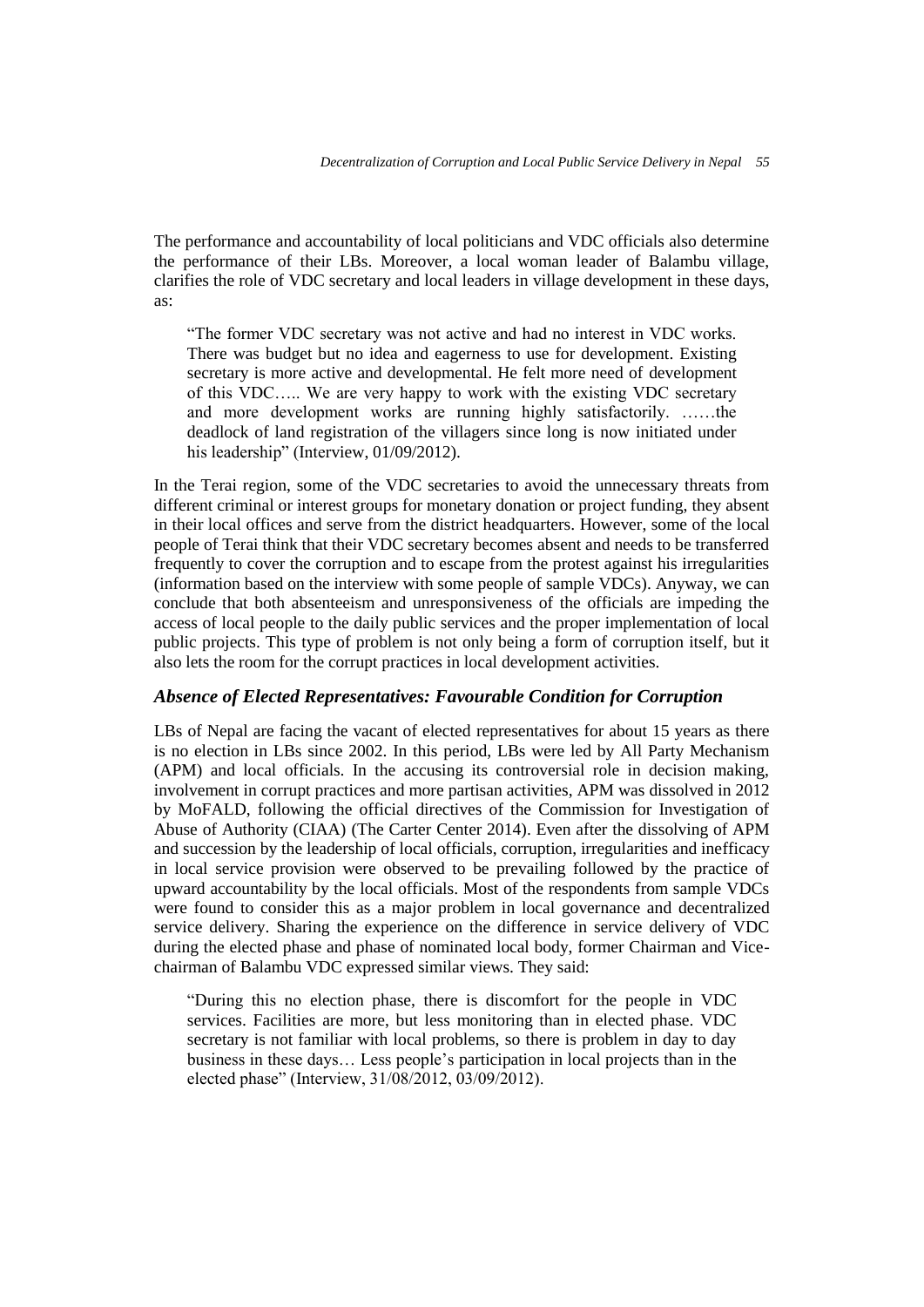The performance and accountability of local politicians and VDC officials also determine the performance of their LBs. Moreover, a local woman leader of Balambu village, clarifies the role of VDC secretary and local leaders in village development in these days, as:

> "The former VDC secretary was not active and had no interest in VDC works. There was budget but no idea and eagerness to use for development. Existing secretary is more active and developmental. He felt more need of development of this VDC….. We are very happy to work with the existing VDC secretary and more development works are running highly satisfactorily. ……the deadlock of land registration of the villagers since long is now initiated under his leadership" (Interview, 01/09/2012).

In the Terai region, some of the VDC secretaries to avoid the unnecessary threats from different criminal or interest groups for monetary donation or project funding, they absent in their local offices and serve from the district headquarters. However, some of the local people of Terai think that their VDC secretary becomes absent and needs to be transferred frequently to cover the corruption and to escape from the protest against his irregularities (information based on the interview with some people of sample VDCs). Anyway, we can conclude that both absenteeism and unresponsiveness of the officials are impeding the access of local people to the daily public services and the proper implementation of local public projects. This type of problem is not only being a form of corruption itself, but it also lets the room for the corrupt practices in local development activities.

### *Absence of Elected Representatives: Favourable Condition for Corruption*

LBs of Nepal are facing the vacant of elected representatives for about 15 years as there is no election in LBs since 2002. In this period, LBs were led by All Party Mechanism (APM) and local officials. In the accusing its controversial role in decision making, involvement in corrupt practices and more partisan activities, APM was dissolved in 2012 by MoFALD, following the official directives of the Commission for Investigation of Abuse of Authority (CIAA) (The Carter Center 2014). Even after the dissolving of APM and succession by the leadership of local officials, corruption, irregularities and inefficacy in local service provision were observed to be prevailing followed by the practice of upward accountability by the local officials. Most of the respondents from sample VDCs were found to consider this as a major problem in local governance and decentralized service delivery. Sharing the experience on the difference in service delivery of VDC during the elected phase and phase of nominated local body, former Chairman and Vice-chairman of Balambu VDC expressed similar views. They said:

> "During this no election phase, there is discomfort for the people in VDC services. Facilities are more, but less monitoring than in elected phase. VDC secretary is not familiar with local problems, so there is problem in day to day business in these days… Less people's participation in local projects than in the elected phase" (Interview, 31/08/2012, 03/09/2012).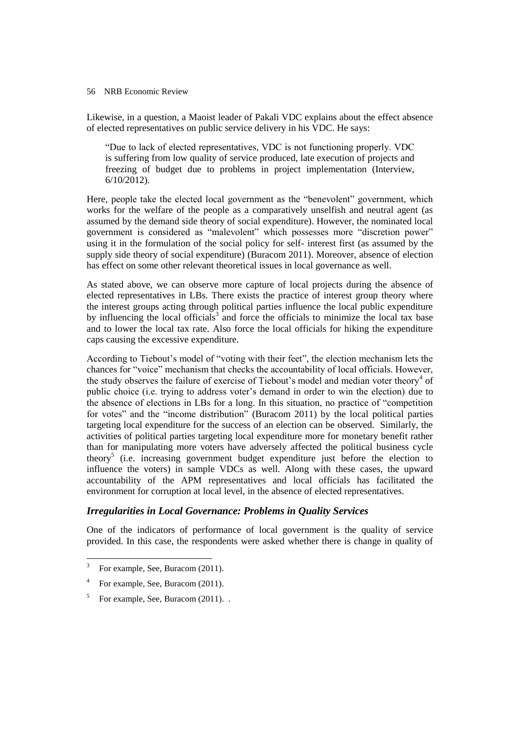Likewise, in a question, a Maoist leader of Pakali VDC explains about the effect absence of elected representatives on public service delivery in his VDC. He says:

> "Due to lack of elected representatives, VDC is not functioning properly. VDC is suffering from low quality of service produced, late execution of projects and freezing of budget due to problems in project implementation (Interview, 6/10/2012).

Here, people take the elected local government as the "benevolent" government, which works for the welfare of the people as a comparatively unselfish and neutral agent (as assumed by the demand side theory of social expenditure). However, the nominated local government is considered as "malevolent" which possesses more "discretion power" using it in the formulation of the social policy for self- interest first (as assumed by the supply side theory of social expenditure) (Buracom 2011). Moreover, absence of election has effect on some other relevant theoretical issues in local governance as well.

As stated above, we can observe more capture of local projects during the absence of elected representatives in LBs. There exists the practice of interest group theory where the interest groups acting through political parties influence the local public expenditure by influencing the local officials[3] and force the officials to minimize the local tax base and to lower the local tax rate. Also force the local officials for hiking the expenditure caps causing the excessive expenditure.

According to Tiebout's model of "voting with their feet", the election mechanism lets the chances for "voice" mechanism that checks the accountability of local officials. However, the study observes the failure of exercise of Tiebout's model and median voter theory[4] of public choice (i.e. trying to address voter's demand in order to win the election) due to the absence of elections in LBs for a long. In this situation, no practice of "competition for votes" and the "income distribution" (Buracom 2011) by the local political parties targeting local expenditure for the success of an election can be observed. Similarly, the activities of political parties targeting local expenditure more for monetary benefit rather than for manipulating more voters have adversely affected the political business cycle theory[5] (i.e. increasing government budget expenditure just before the election to influence the voters) in sample VDCs as well. Along with these cases, the upward accountability of the APM representatives and local officials has facilitated the environment for corruption at local level, in the absence of elected representatives.

### *Irregularities in Local Governance: Problems in Quality Services*

One of the indicators of performance of local government is the quality of service provided. In this case, the respondents were asked whether there is change in quality of

---

[3] For example, See, Buracom (2011).

[4] For example, See, Buracom (2011).

[5] For example, See, Buracom (2011). .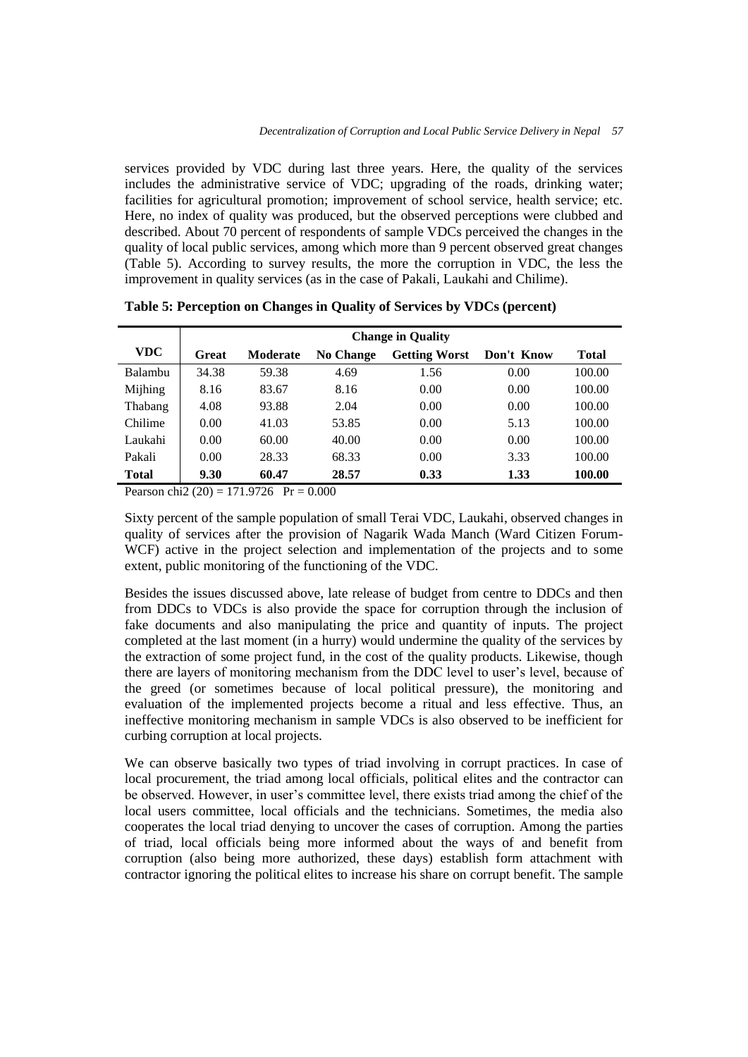services provided by VDC during last three years. Here, the quality of the services includes the administrative service of VDC; upgrading of the roads, drinking water; facilities for agricultural promotion; improvement of school service, health service; etc. Here, no index of quality was produced, but the observed perceptions were clubbed and described. About 70 percent of respondents of sample VDCs perceived the changes in the quality of local public services, among which more than 9 percent observed great changes (Table 5). According to survey results, the more the corruption in VDC, the less the improvement in quality services (as in the case of Pakali, Laukahi and Chilime).

**Table 5: Perception on Changes in Quality of Services by VDCs (percent)**

| VDC | Change in Quality | | | | | |
|---|---|---|---|---|---|---|
| | Great | Moderate | No Change | Getting Worst | Don't Know | Total |
| Balambu | 34.38 | 59.38 | 4.69 | 1.56 | 0.00 | 100.00 |
| Mijhing | 8.16 | 83.67 | 8.16 | 0.00 | 0.00 | 100.00 |
| Thabang | 4.08 | 93.88 | 2.04 | 0.00 | 0.00 | 100.00 |
| Chilime | 0.00 | 41.03 | 53.85 | 0.00 | 5.13 | 100.00 |
| Laukahi | 0.00 | 60.00 | 40.00 | 0.00 | 0.00 | 100.00 |
| Pakali | 0.00 | 28.33 | 68.33 | 0.00 | 3.33 | 100.00 |
| **Total** | **9.30** | **60.47** | **28.57** | **0.33** | **1.33** | **100.00** |

Pearson chi2 (20) = 171.9726 Pr = 0.000

Sixty percent of the sample population of small Terai VDC, Laukahi, observed changes in quality of services after the provision of Nagarik Wada Manch (Ward Citizen Forum-WCF) active in the project selection and implementation of the projects and to some extent, public monitoring of the functioning of the VDC.

Besides the issues discussed above, late release of budget from centre to DDCs and then from DDCs to VDCs is also provide the space for corruption through the inclusion of fake documents and also manipulating the price and quantity of inputs. The project completed at the last moment (in a hurry) would undermine the quality of the services by the extraction of some project fund, in the cost of the quality products. Likewise, though there are layers of monitoring mechanism from the DDC level to user's level, because of the greed (or sometimes because of local political pressure), the monitoring and evaluation of the implemented projects become a ritual and less effective. Thus, an ineffective monitoring mechanism in sample VDCs is also observed to be inefficient for curbing corruption at local projects.

We can observe basically two types of triad involving in corrupt practices. In case of local procurement, the triad among local officials, political elites and the contractor can be observed. However, in user's committee level, there exists triad among the chief of the local users committee, local officials and the technicians. Sometimes, the media also cooperates the local triad denying to uncover the cases of corruption. Among the parties of triad, local officials being more informed about the ways of and benefit from corruption (also being more authorized, these days) establish form attachment with contractor ignoring the political elites to increase his share on corrupt benefit. The sample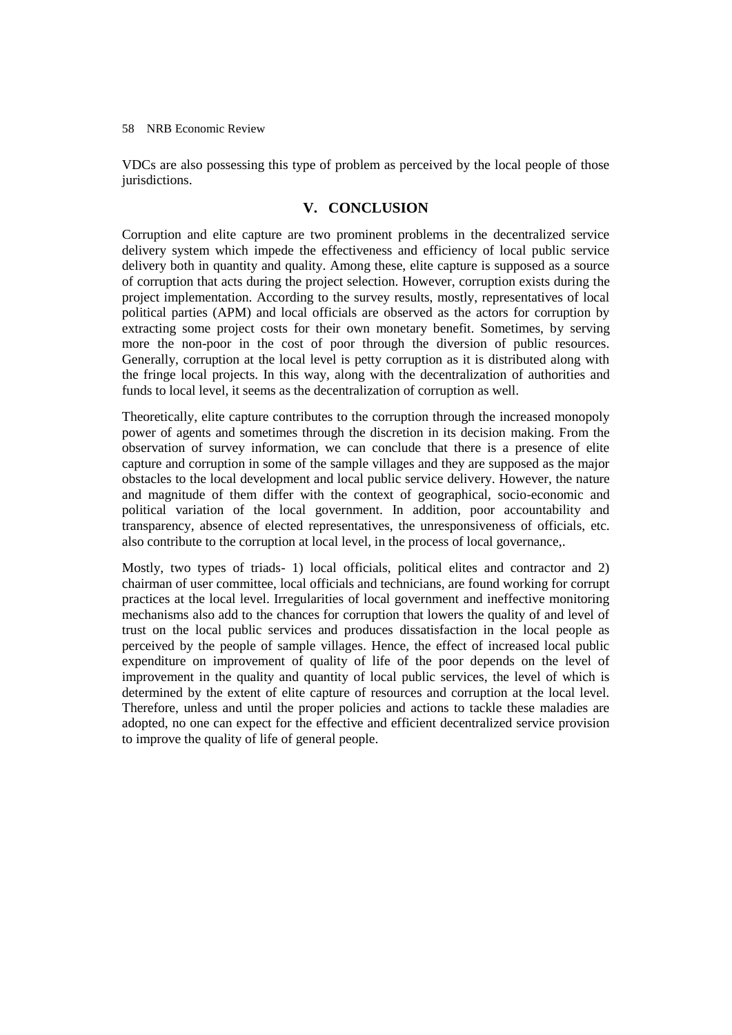VDCs are also possessing this type of problem as perceived by the local people of those jurisdictions.

## V. CONCLUSION

Corruption and elite capture are two prominent problems in the decentralized service delivery system which impede the effectiveness and efficiency of local public service delivery both in quantity and quality. Among these, elite capture is supposed as a source of corruption that acts during the project selection. However, corruption exists during the project implementation. According to the survey results, mostly, representatives of local political parties (APM) and local officials are observed as the actors for corruption by extracting some project costs for their own monetary benefit. Sometimes, by serving more the non-poor in the cost of poor through the diversion of public resources. Generally, corruption at the local level is petty corruption as it is distributed along with the fringe local projects. In this way, along with the decentralization of authorities and funds to local level, it seems as the decentralization of corruption as well.

Theoretically, elite capture contributes to the corruption through the increased monopoly power of agents and sometimes through the discretion in its decision making. From the observation of survey information, we can conclude that there is a presence of elite capture and corruption in some of the sample villages and they are supposed as the major obstacles to the local development and local public service delivery. However, the nature and magnitude of them differ with the context of geographical, socio-economic and political variation of the local government. In addition, poor accountability and transparency, absence of elected representatives, the unresponsiveness of officials, etc. also contribute to the corruption at local level, in the process of local governance,.

Mostly, two types of triads- 1) local officials, political elites and contractor and 2) chairman of user committee, local officials and technicians, are found working for corrupt practices at the local level. Irregularities of local government and ineffective monitoring mechanisms also add to the chances for corruption that lowers the quality of and level of trust on the local public services and produces dissatisfaction in the local people as perceived by the people of sample villages. Hence, the effect of increased local public expenditure on improvement of quality of life of the poor depends on the level of improvement in the quality and quantity of local public services, the level of which is determined by the extent of elite capture of resources and corruption at the local level. Therefore, unless and until the proper policies and actions to tackle these maladies are adopted, no one can expect for the effective and efficient decentralized service provision to improve the quality of life of general people.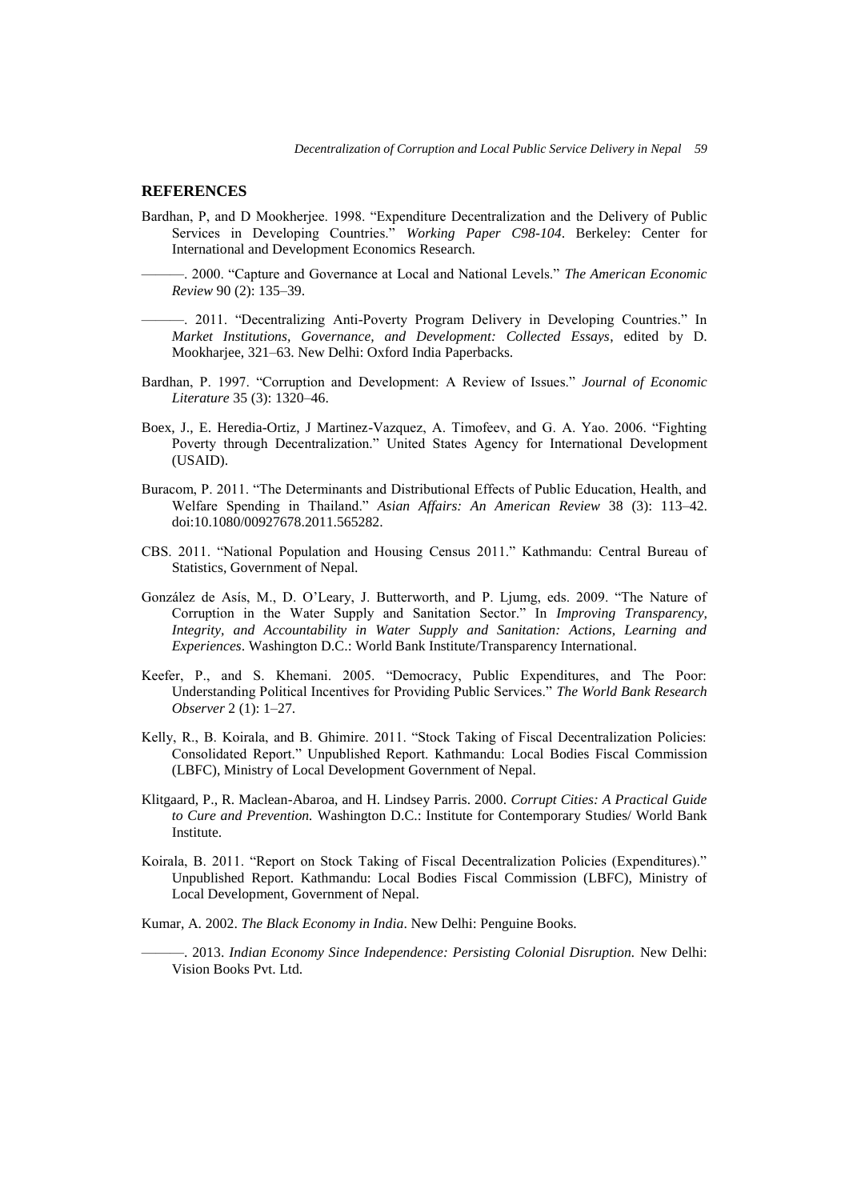## REFERENCES

Bardhan, P, and D Mookherjee. 1998. "Expenditure Decentralization and the Delivery of Public Services in Developing Countries." *Working Paper C98-104*. Berkeley: Center for International and Development Economics Research.

———. 2000. "Capture and Governance at Local and National Levels." *The American Economic Review* 90 (2): 135–39.

———. 2011. "Decentralizing Anti-Poverty Program Delivery in Developing Countries." In *Market Institutions, Governance, and Development: Collected Essays*, edited by D. Mookharjee, 321–63. New Delhi: Oxford India Paperbacks.

Bardhan, P. 1997. "Corruption and Development: A Review of Issues." *Journal of Economic Literature* 35 (3): 1320–46.

Boex, J., E. Heredia-Ortiz, J Martinez-Vazquez, A. Timofeev, and G. A. Yao. 2006. "Fighting Poverty through Decentralization." United States Agency for International Development (USAID).

Buracom, P. 2011. "The Determinants and Distributional Effects of Public Education, Health, and Welfare Spending in Thailand." *Asian Affairs: An American Review* 38 (3): 113–42. doi:10.1080/00927678.2011.565282.

CBS. 2011. "National Population and Housing Census 2011." Kathmandu: Central Bureau of Statistics, Government of Nepal.

González de Asís, M., D. O'Leary, J. Butterworth, and P. Ljumg, eds. 2009. "The Nature of Corruption in the Water Supply and Sanitation Sector." In *Improving Transparency, Integrity, and Accountability in Water Supply and Sanitation: Actions, Learning and Experiences*. Washington D.C.: World Bank Institute/Transparency International.

Keefer, P., and S. Khemani. 2005. "Democracy, Public Expenditures, and The Poor: Understanding Political Incentives for Providing Public Services." *The World Bank Research Observer* 2 (1): 1–27.

Kelly, R., B. Koirala, and B. Ghimire. 2011. "Stock Taking of Fiscal Decentralization Policies: Consolidated Report." Unpublished Report. Kathmandu: Local Bodies Fiscal Commission (LBFC), Ministry of Local Development Government of Nepal.

Klitgaard, P., R. Maclean-Abaroa, and H. Lindsey Parris. 2000. *Corrupt Cities: A Practical Guide to Cure and Prevention.* Washington D.C.: Institute for Contemporary Studies/ World Bank Institute.

Koirala, B. 2011. "Report on Stock Taking of Fiscal Decentralization Policies (Expenditures)." Unpublished Report. Kathmandu: Local Bodies Fiscal Commission (LBFC), Ministry of Local Development, Government of Nepal.

Kumar, A. 2002. *The Black Economy in India*. New Delhi: Penguine Books.

———. 2013. *Indian Economy Since Independence: Persisting Colonial Disruption.* New Delhi: Vision Books Pvt. Ltd.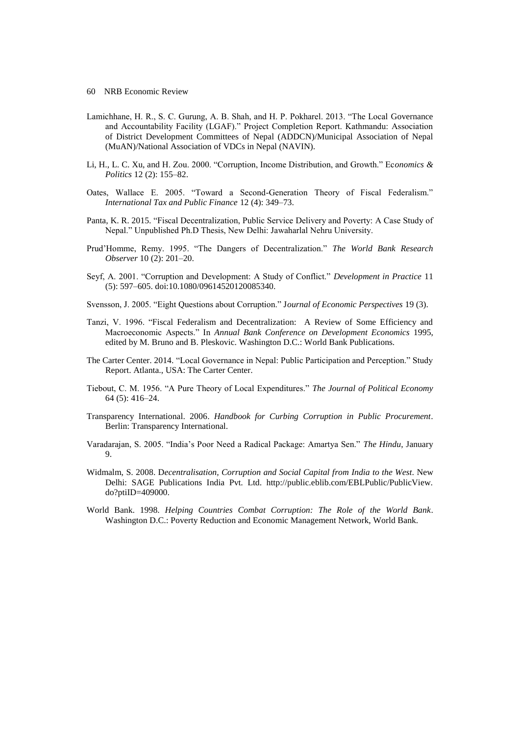Lamichhane, H. R., S. C. Gurung, A. B. Shah, and H. P. Pokharel. 2013. "The Local Governance and Accountability Facility (LGAF)." Project Completion Report. Kathmandu: Association of District Development Committees of Nepal (ADDCN)/Municipal Association of Nepal (MuAN)/National Association of VDCs in Nepal (NAVIN).

Li, H., L. C. Xu, and H. Zou. 2000. "Corruption, Income Distribution, and Growth." *Economics & Politics* 12 (2): 155–82.

Oates, Wallace E. 2005. "Toward a Second-Generation Theory of Fiscal Federalism." *International Tax and Public Finance* 12 (4): 349–73.

Panta, K. R. 2015. "Fiscal Decentralization, Public Service Delivery and Poverty: A Case Study of Nepal." Unpublished Ph.D Thesis, New Delhi: Jawaharlal Nehru University.

Prud'Homme, Remy. 1995. "The Dangers of Decentralization." *The World Bank Research Observer* 10 (2): 201–20.

Seyf, A. 2001. "Corruption and Development: A Study of Conflict." *Development in Practice* 11 (5): 597–605. doi:10.1080/09614520120085340.

Svensson, J. 2005. "Eight Questions about Corruption." *Journal of Economic Perspectives* 19 (3).

Tanzi, V. 1996. "Fiscal Federalism and Decentralization: A Review of Some Efficiency and Macroeconomic Aspects." In *Annual Bank Conference on Development Economics* 1995, edited by M. Bruno and B. Pleskovic. Washington D.C.: World Bank Publications.

The Carter Center. 2014. "Local Governance in Nepal: Public Participation and Perception." Study Report. Atlanta., USA: The Carter Center.

Tiebout, C. M. 1956. "A Pure Theory of Local Expenditures." *The Journal of Political Economy* 64 (5): 416–24.

Transparency International. 2006. *Handbook for Curbing Corruption in Public Procurement*. Berlin: Transparency International.

Varadarajan, S. 2005. "India's Poor Need a Radical Package: Amartya Sen." *The Hindu*, January 9.

Widmalm, S. 2008. *Decentralisation, Corruption and Social Capital from India to the West*. New Delhi: SAGE Publications India Pvt. Ltd. http://public.eblib.com/EBLPublic/PublicView.do?ptiID=409000.

World Bank. 1998. *Helping Countries Combat Corruption: The Role of the World Bank*. Washington D.C.: Poverty Reduction and Economic Management Network, World Bank.